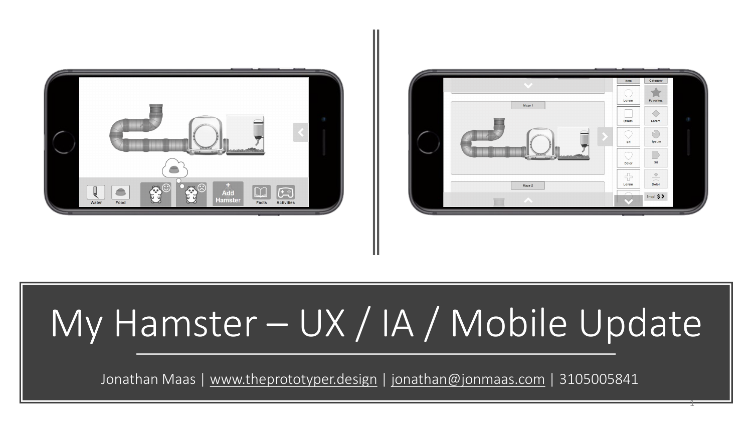# My Hamster – UX / IA / Mobile Update

Jonathan Maas | www.theprototyper.design | jonathan@jonmaas.com | 3105005841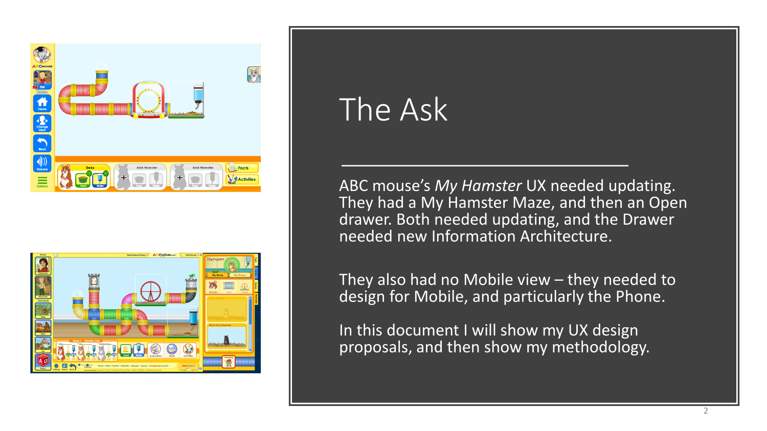# The Ask

ABC mouse's *My Hamster* UX needed updating. They had a My Hamster Maze, and then an Open drawer. Both needed updating, and the Drawer needed new Information Architecture.

They also had no Mobile view – they needed to design for Mobile, and particularly the Phone.

In this document I will show my UX design proposals, and then show my methodology.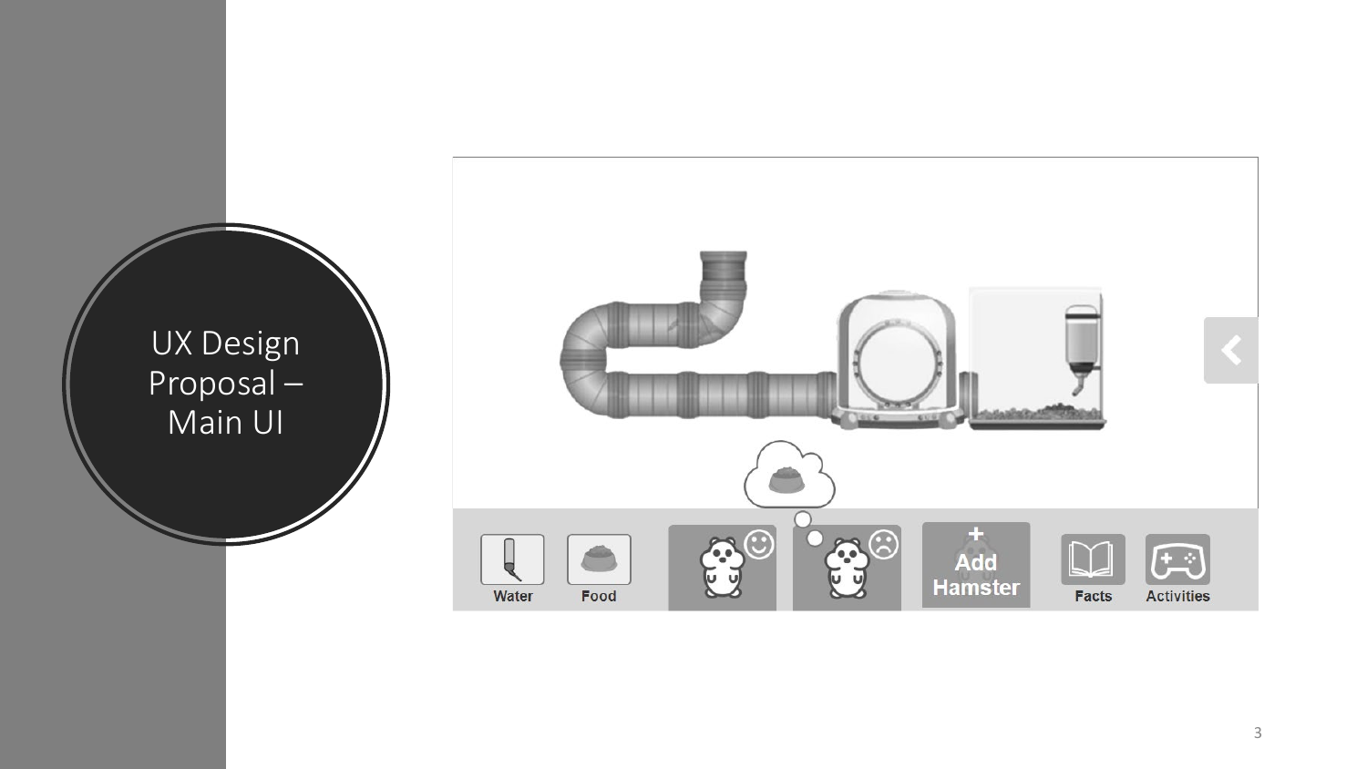# UX Design Proposal – Main UI

Water

Food

Add Hamster

Facts

Activities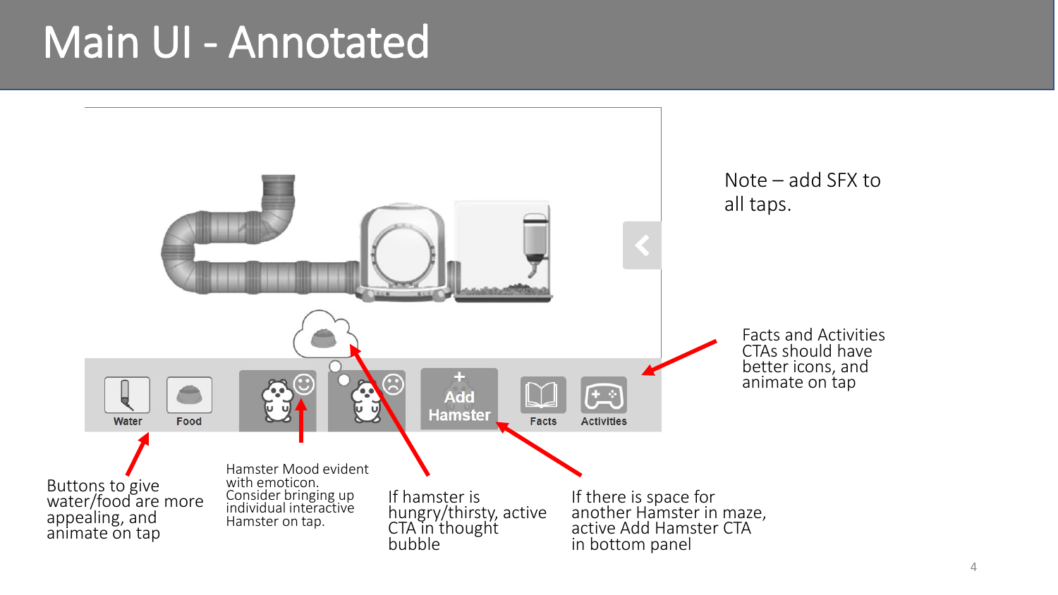# Main UI - Annotated

Water

Food

Add Hamster

Facts

Activities

Note – add SFX to all taps.

Facts and Activities CTAs should have better icons, and animate on tap

Buttons to give water/food are more appealing, and animate on tap

Hamster Mood evident with emoticon. Consider bringing up individual interactive Hamster on tap.

If hamster is hungry/thirsty, active CTA in thought bubble

If there is space for another Hamster in maze, active Add Hamster CTA in bottom panel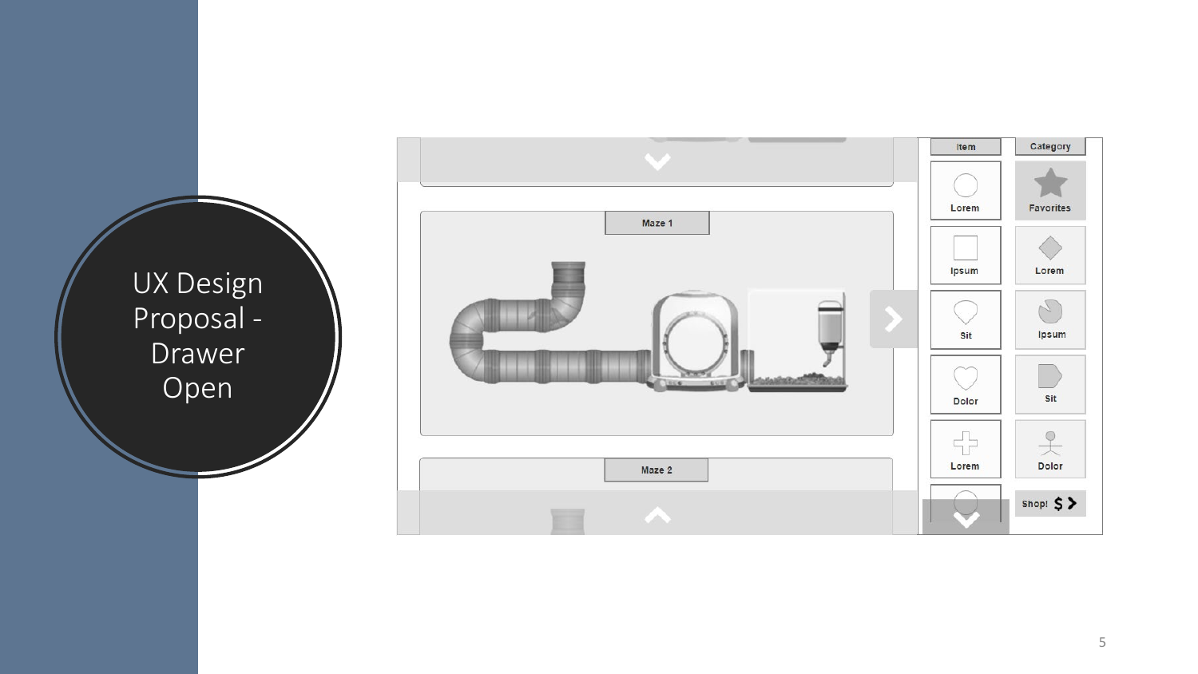# UX Design Proposal - Drawer Open

Maze 1

Maze 2

| Item | Category |
| --- | --- |
| Lorem | Favorites |
| Ipsum | Lorem |
| Sit | Ipsum |
| Dolor | Sit |
| Lorem | Dolor |
| | Shop! $ |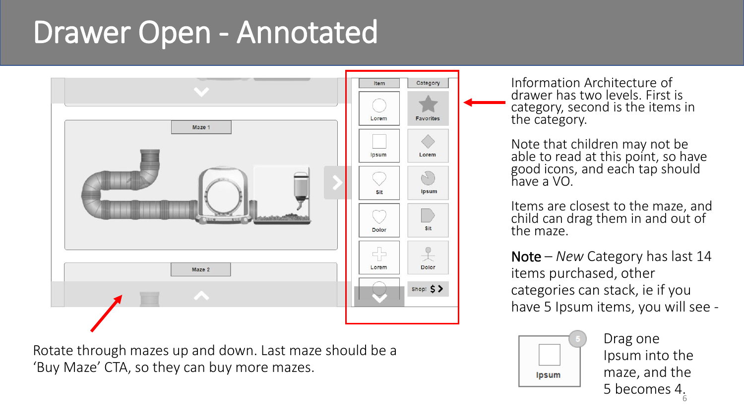# Drawer Open - Annotated

Rotate through mazes up and down. Last maze should be a 'Buy Maze' CTA, so they can buy more mazes.

Information Architecture of drawer has two levels. First is category, second is the items in the category.

Note that children may not be able to read at this point, so have good icons, and each tap should have a VO.

Items are closest to the maze, and child can drag them in and out of the maze.

**Note** – *New* Category has last 14 items purchased, other categories can stack, ie if you have 5 Ipsum items, you will see -

Drag one Ipsum into the maze, and the 5 becomes 4.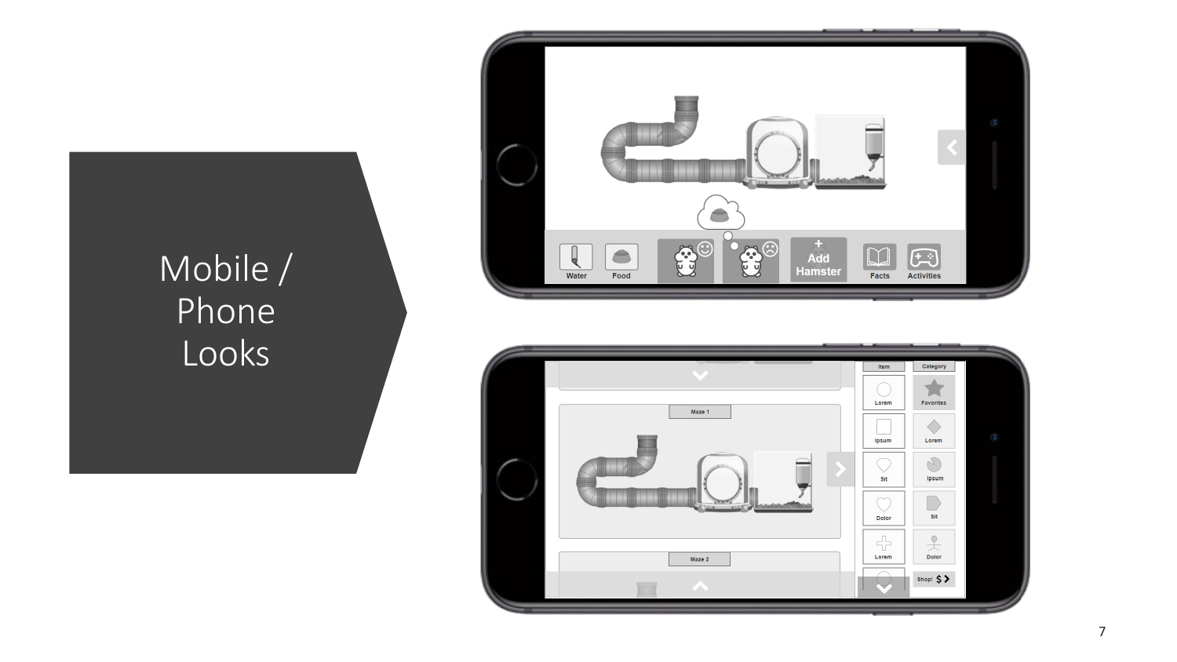# Mobile / Phone Looks

Water | Food | Add Hamster | Facts | Activities

Maze 1

Maze 2

Item | Category

Lorem | Favorites

Ipsum | Lorem

Sit | Ipsum

Dolor | Sit

Lorem | Dolor

Shop! $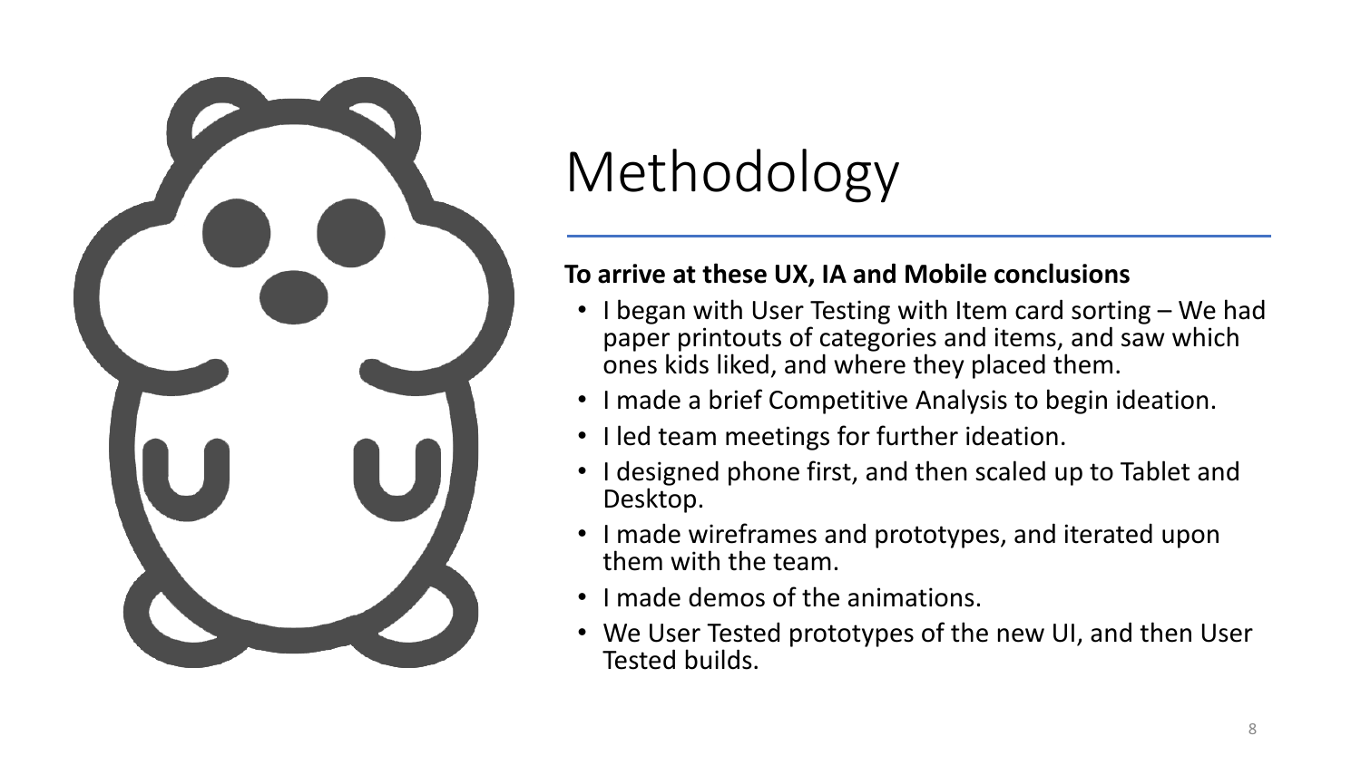# Methodology

**To arrive at these UX, IA and Mobile conclusions**

- I began with User Testing with Item card sorting – We had paper printouts of categories and items, and saw which ones kids liked, and where they placed them.
- I made a brief Competitive Analysis to begin ideation.
- I led team meetings for further ideation.
- I designed phone first, and then scaled up to Tablet and Desktop.
- I made wireframes and prototypes, and iterated upon them with the team.
- I made demos of the animations.
- We User Tested prototypes of the new UI, and then User Tested builds.